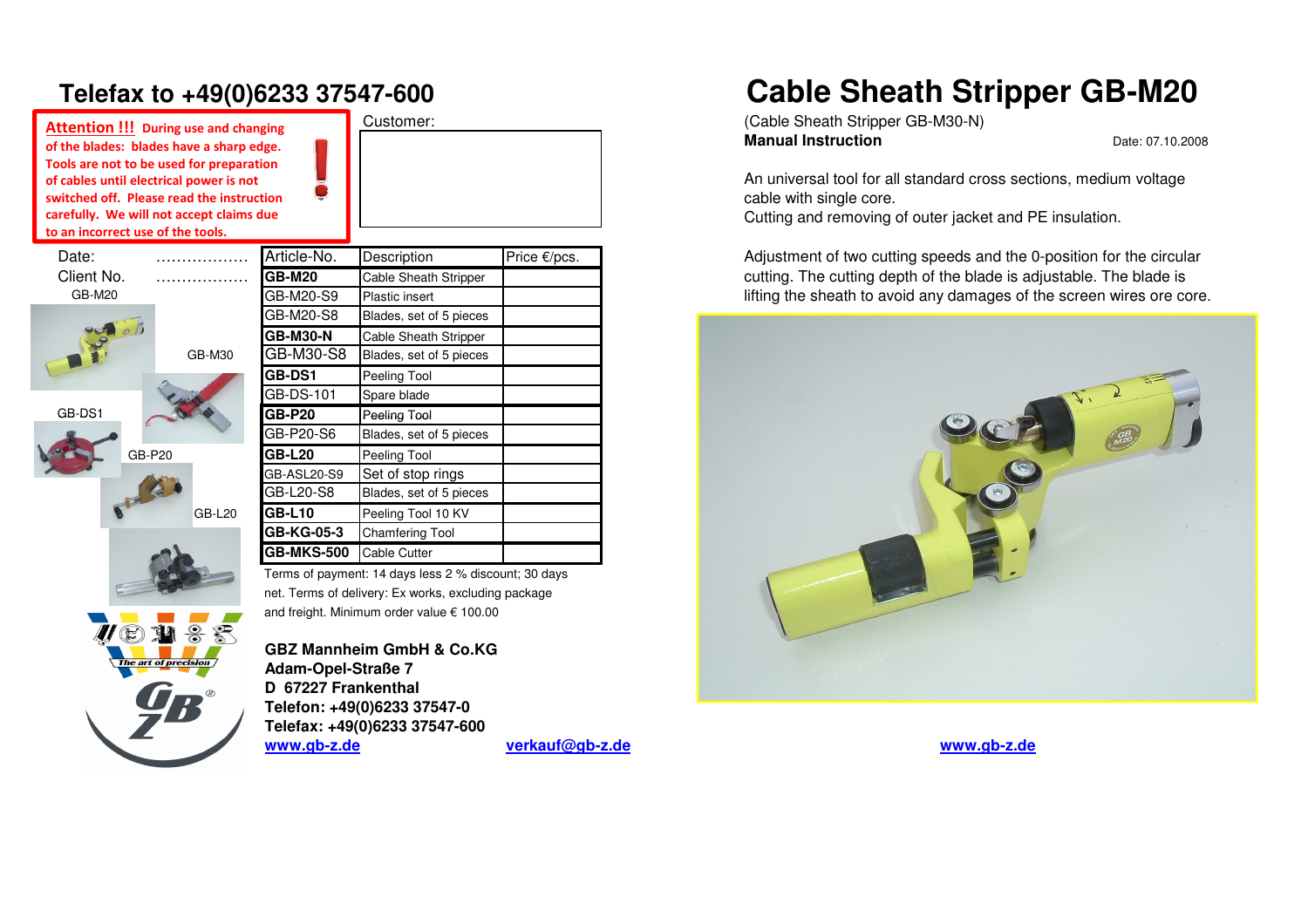# Telefax to +49(0)6233 37547-600

**Attention !!! During use and changing of the blades: blades have a sharp edge. Tools are not to be used for preparation of cables until electrical power is not switched off. Please read the instruction carefully. We will not accept claims due to an incorrect use of the tools.**

Customer:

Date: ..................

Client No. ..................

GB-M20

GB-M30

GB-DS1

GB-P20

GB-L20

| Article-No. | Description | Price €/pcs. |
|---|---|---|
| **GB-M20** | Cable Sheath Stripper | |
| GB-M20-S9 | Plastic insert | |
| GB-M20-S8 | Blades, set of 5 pieces | |
| **GB-M30-N** | Cable Sheath Stripper | |
| GB-M30-S8 | Blades, set of 5 pieces | |
| **GB-DS1** | Peeling Tool | |
| GB-DS-101 | Spare blade | |
| **GB-P20** | Peeling Tool | |
| GB-P20-S6 | Blades, set of 5 pieces | |
| **GB-L20** | Peeling Tool | |
| GB-ASL20-S9 | Set of stop rings | |
| GB-L20-S8 | Blades, set of 5 pieces | |
| **GB-L10** | Peeling Tool 10 KV | |
| **GB-KG-05-3** | Chamfering Tool | |
| **GB-MKS-500** | Cable Cutter | |

Terms of payment: 14 days less 2 % discount; 30 days net. Terms of delivery: Ex works, excluding package and freight. Minimum order value € 100.00

The art of precision

**GBZ Mannheim GmbH & Co.KG**
**Adam-Opel-Straße 7**
**D 67227 Frankenthal**
**Telefon: +49(0)6233 37547-0**
**Telefax: +49(0)6233 37547-600**
**www.gb-z.de** **verkauf@gb-z.de**

# Cable Sheath Stripper GB-M20

(Cable Sheath Stripper GB-M30-N)

**Manual Instruction**

Date: 07.10.2008

An universal tool for all standard cross sections, medium voltage cable with single core.
Cutting and removing of outer jacket and PE insulation.

Adjustment of two cutting speeds and the 0-position for the circular cutting. The cutting depth of the blade is adjustable. The blade is lifting the sheath to avoid any damages of the screen wires ore core.

**www.gb-z.de**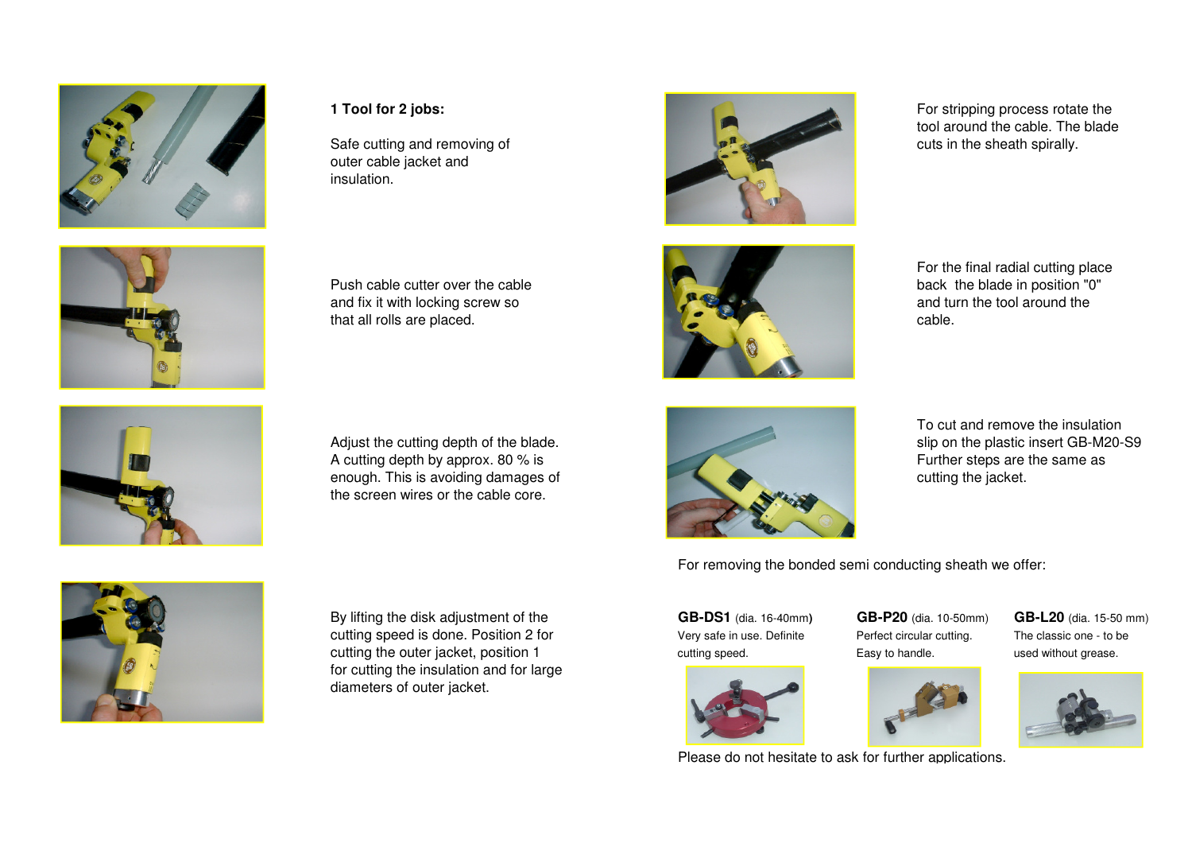**1 Tool for 2 jobs:**

Safe cutting and removing of outer cable jacket and insulation.

Push cable cutter over the cable and fix it with locking screw so that all rolls are placed.

Adjust the cutting depth of the blade. A cutting depth by approx. 80 % is enough. This is avoiding damages of the screen wires or the cable core.

By lifting the disk adjustment of the cutting speed is done. Position 2 for cutting the outer jacket, position 1 for cutting the insulation and for large diameters of outer jacket.

For stripping process rotate the tool around the cable. The blade cuts in the sheath spirally.

For the final radial cutting place back the blade in position "0" and turn the tool around the cable.

To cut and remove the insulation slip on the plastic insert GB-M20-S9 Further steps are the same as cutting the jacket.

For removing the bonded semi conducting sheath we offer:

**GB-DS1** (dia. 16-40mm**)**
Very safe in use. Definite cutting speed.

**GB-P20** (dia. 10-50mm)
Perfect circular cutting. Easy to handle.

**GB-L20** (dia. 15-50 mm)
The classic one - to be used without grease.

Please do not hesitate to ask for further applications.